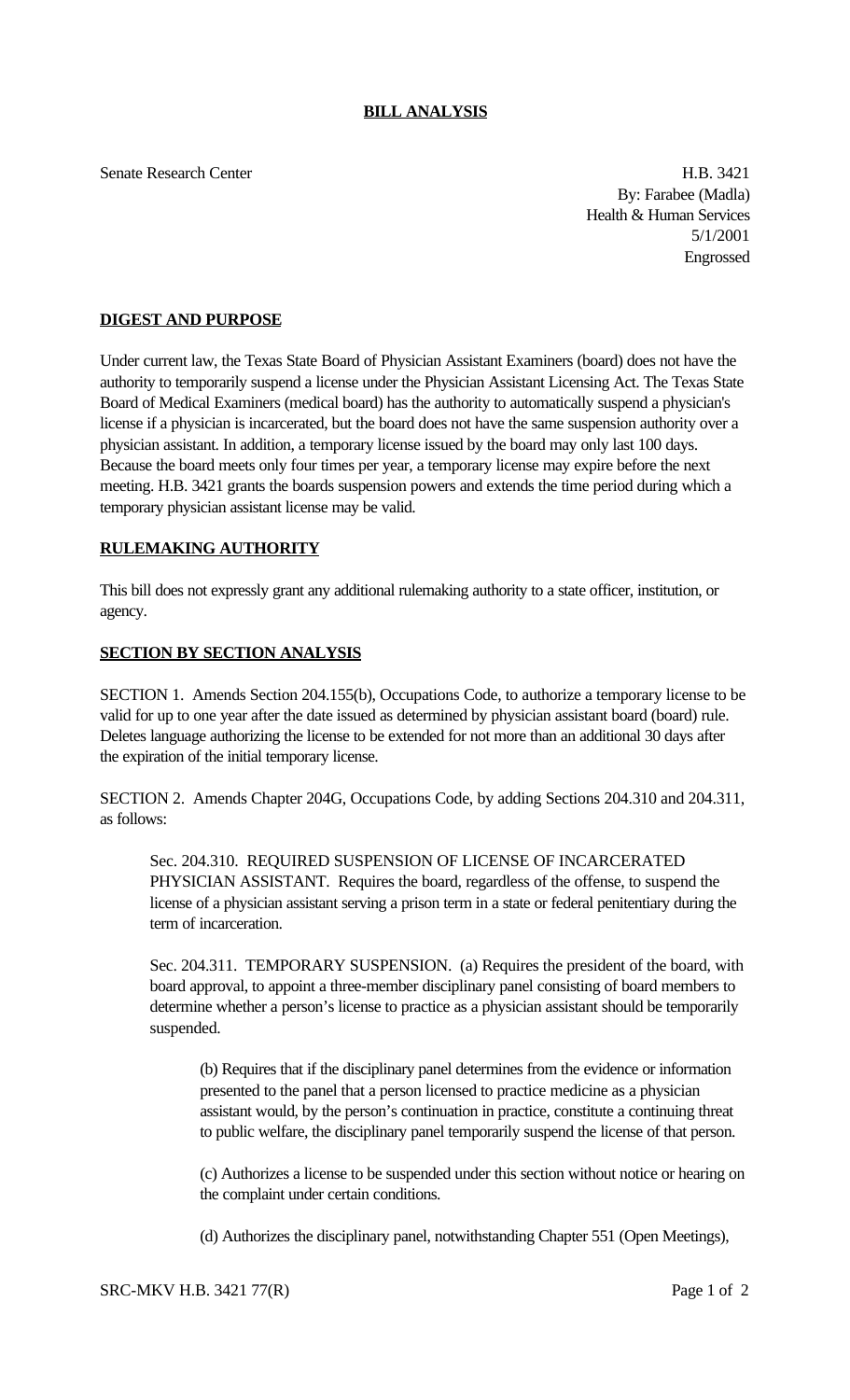**BILL ANALYSIS**

Senate Research Center

H.B. 3421
By: Farabee (Madla)
Health & Human Services
5/1/2001
Engrossed

**DIGEST AND PURPOSE**

Under current law, the Texas State Board of Physician Assistant Examiners (board) does not have the authority to temporarily suspend a license under the Physician Assistant Licensing Act. The Texas State Board of Medical Examiners (medical board) has the authority to automatically suspend a physician's license if a physician is incarcerated, but the board does not have the same suspension authority over a physician assistant. In addition, a temporary license issued by the board may only last 100 days. Because the board meets only four times per year, a temporary license may expire before the next meeting. H.B. 3421 grants the boards suspension powers and extends the time period during which a temporary physician assistant license may be valid.

**RULEMAKING AUTHORITY**

This bill does not expressly grant any additional rulemaking authority to a state officer, institution, or agency.

**SECTION BY SECTION ANALYSIS**

SECTION 1. Amends Section 204.155(b), Occupations Code, to authorize a temporary license to be valid for up to one year after the date issued as determined by physician assistant board (board) rule. Deletes language authorizing the license to be extended for not more than an additional 30 days after the expiration of the initial temporary license.

SECTION 2. Amends Chapter 204G, Occupations Code, by adding Sections 204.310 and 204.311, as follows:

Sec. 204.310. REQUIRED SUSPENSION OF LICENSE OF INCARCERATED PHYSICIAN ASSISTANT. Requires the board, regardless of the offense, to suspend the license of a physician assistant serving a prison term in a state or federal penitentiary during the term of incarceration.

Sec. 204.311. TEMPORARY SUSPENSION. (a) Requires the president of the board, with board approval, to appoint a three-member disciplinary panel consisting of board members to determine whether a person's license to practice as a physician assistant should be temporarily suspended.

(b) Requires that if the disciplinary panel determines from the evidence or information presented to the panel that a person licensed to practice medicine as a physician assistant would, by the person's continuation in practice, constitute a continuing threat to public welfare, the disciplinary panel temporarily suspend the license of that person.

(c) Authorizes a license to be suspended under this section without notice or hearing on the complaint under certain conditions.

(d) Authorizes the disciplinary panel, notwithstanding Chapter 551 (Open Meetings),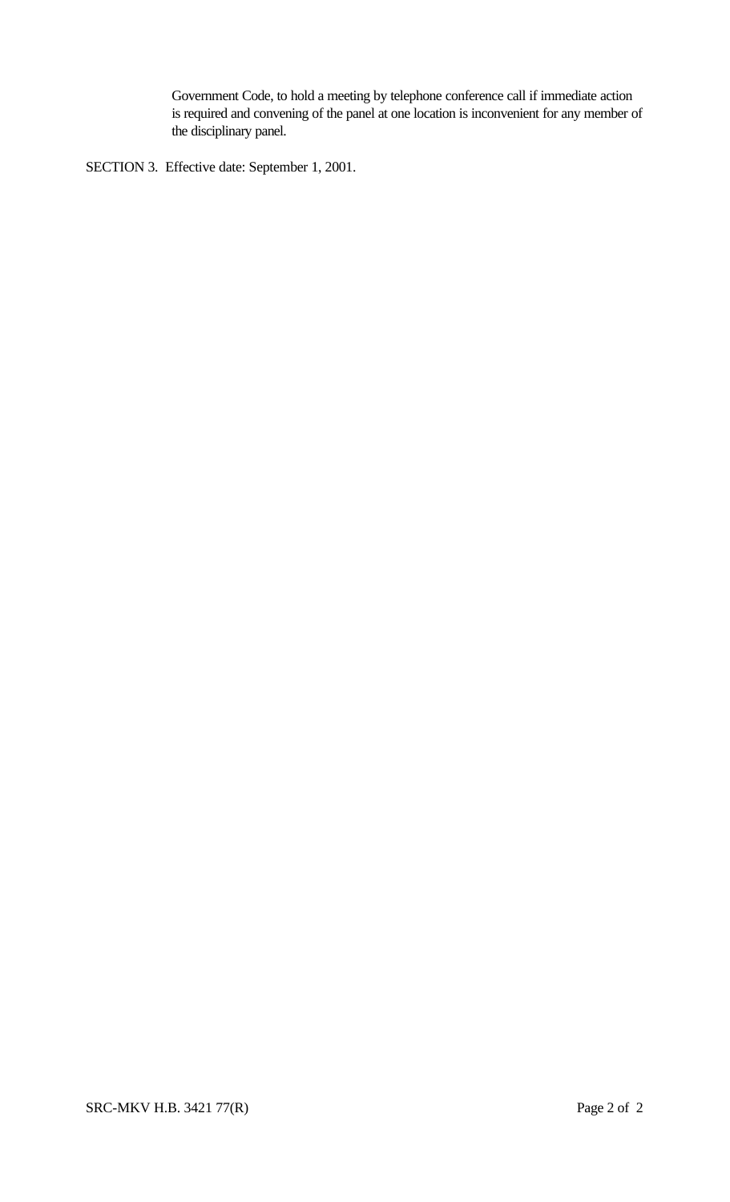Government Code, to hold a meeting by telephone conference call if immediate action is required and convening of the panel at one location is inconvenient for any member of the disciplinary panel.

SECTION 3. Effective date: September 1, 2001.